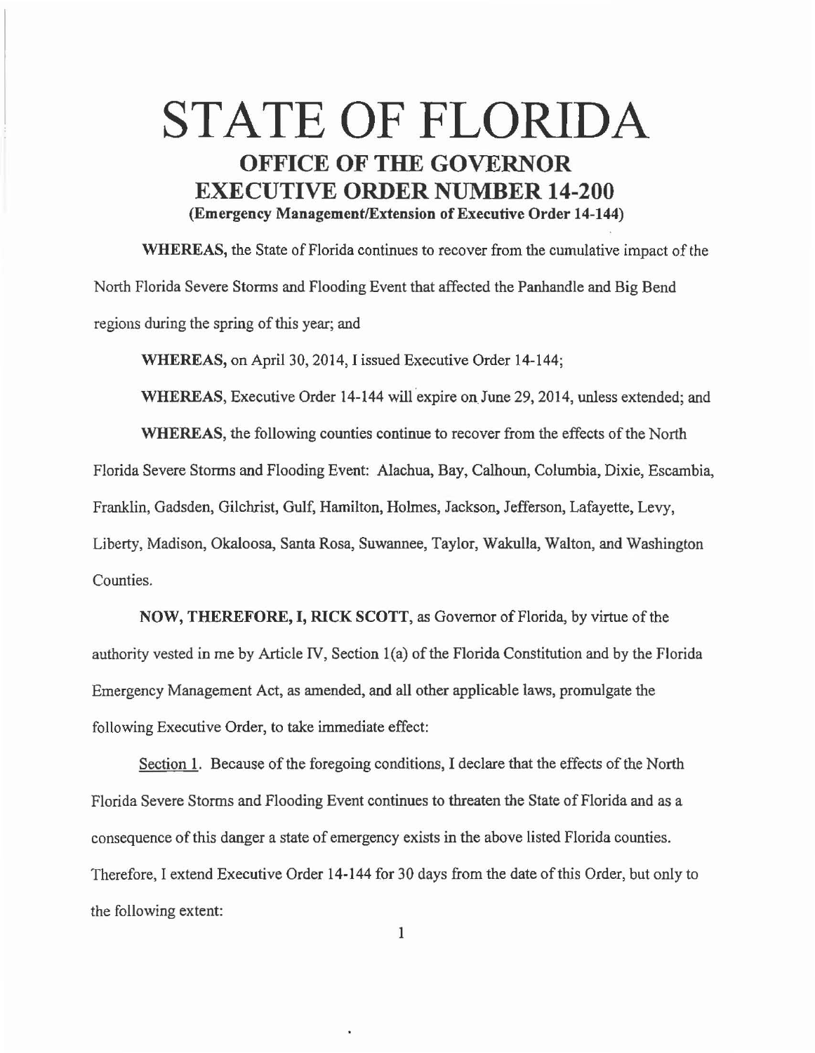# STATE OF FLORIDA

## OFFICE OF THE GOVERNOR
## EXECUTIVE ORDER NUMBER 14-200

**(Emergency Management/Extension of Executive Order 14-144)**

**WHEREAS,** the State of Florida continues to recover from the cumulative impact of the North Florida Severe Storms and Flooding Event that affected the Panhandle and Big Bend regions during the spring of this year; and

**WHEREAS,** on April 30, 2014, I issued Executive Order 14-144;

**WHEREAS,** Executive Order 14-144 will expire on June 29, 2014, unless extended; and

**WHEREAS,** the following counties continue to recover from the effects of the North Florida Severe Storms and Flooding Event: Alachua, Bay, Calhoun, Columbia, Dixie, Escambia, Franklin, Gadsden, Gilchrist, Gulf, Hamilton, Holmes, Jackson, Jefferson, Lafayette, Levy, Liberty, Madison, Okaloosa, Santa Rosa, Suwannee, Taylor, Wakulla, Walton, and Washington Counties.

**NOW, THEREFORE, I, RICK SCOTT,** as Governor of Florida, by virtue of the authority vested in me by Article IV, Section 1(a) of the Florida Constitution and by the Florida Emergency Management Act, as amended, and all other applicable laws, promulgate the following Executive Order, to take immediate effect:

Section 1. Because of the foregoing conditions, I declare that the effects of the North Florida Severe Storms and Flooding Event continues to threaten the State of Florida and as a consequence of this danger a state of emergency exists in the above listed Florida counties. Therefore, I extend Executive Order 14-144 for 30 days from the date of this Order, but only to the following extent: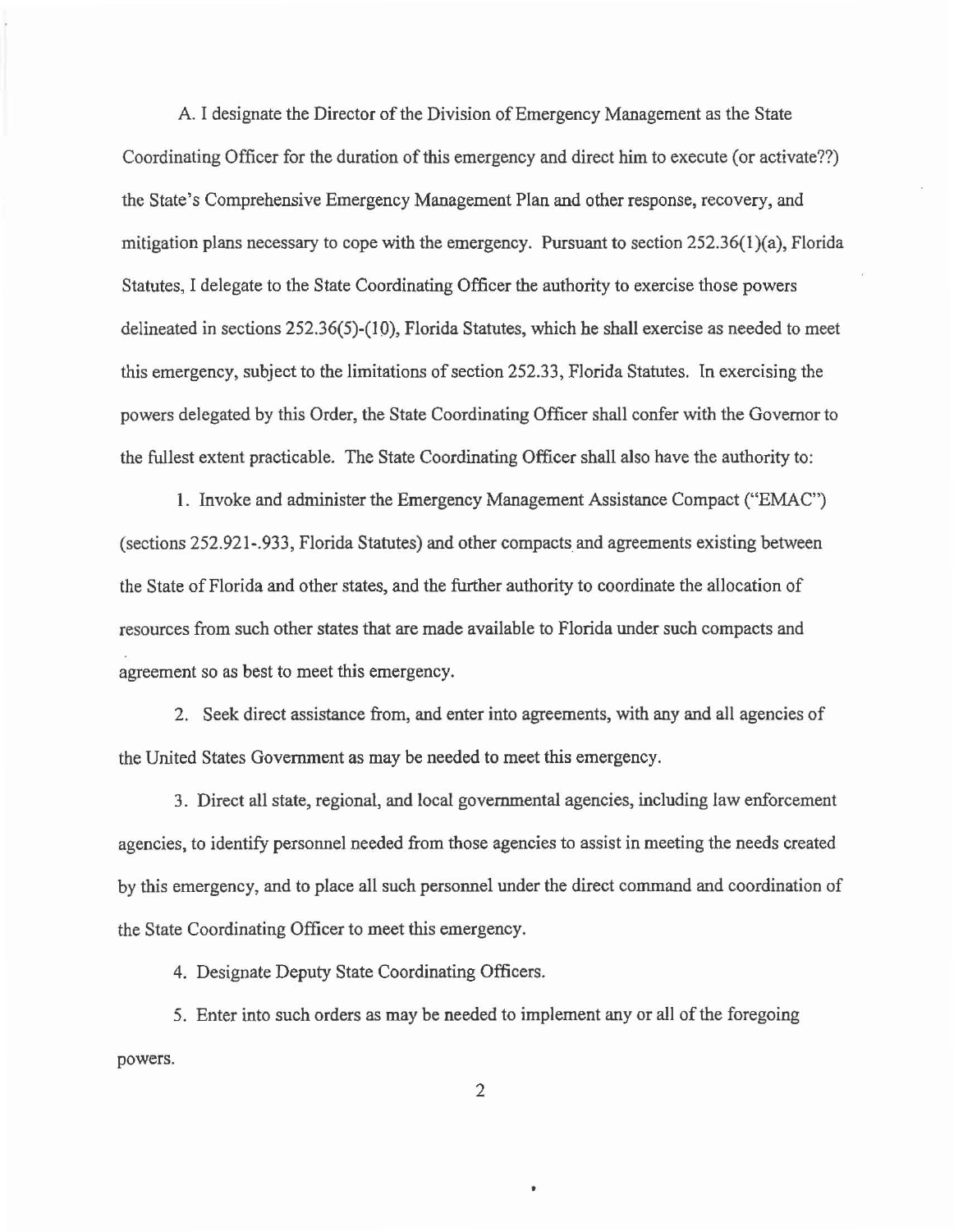A. I designate the Director of the Division of Emergency Management as the State Coordinating Officer for the duration of this emergency and direct him to execute (or activate??) the State's Comprehensive Emergency Management Plan and other response, recovery, and mitigation plans necessary to cope with the emergency. Pursuant to section 252.36(1)(a), Florida Statutes, I delegate to the State Coordinating Officer the authority to exercise those powers delineated in sections 252.36(5)-(10), Florida Statutes, which he shall exercise as needed to meet this emergency, subject to the limitations of section 252.33, Florida Statutes. In exercising the powers delegated by this Order, the State Coordinating Officer shall confer with the Governor to the fullest extent practicable. The State Coordinating Officer shall also have the authority to:

1. Invoke and administer the Emergency Management Assistance Compact ("EMAC") (sections 252.921-.933, Florida Statutes) and other compacts and agreements existing between the State of Florida and other states, and the further authority to coordinate the allocation of resources from such other states that are made available to Florida under such compacts and agreement so as best to meet this emergency.

2. Seek direct assistance from, and enter into agreements, with any and all agencies of the United States Government as may be needed to meet this emergency.

3. Direct all state, regional, and local governmental agencies, including law enforcement agencies, to identify personnel needed from those agencies to assist in meeting the needs created by this emergency, and to place all such personnel under the direct command and coordination of the State Coordinating Officer to meet this emergency.

4. Designate Deputy State Coordinating Officers.

5. Enter into such orders as may be needed to implement any or all of the foregoing powers.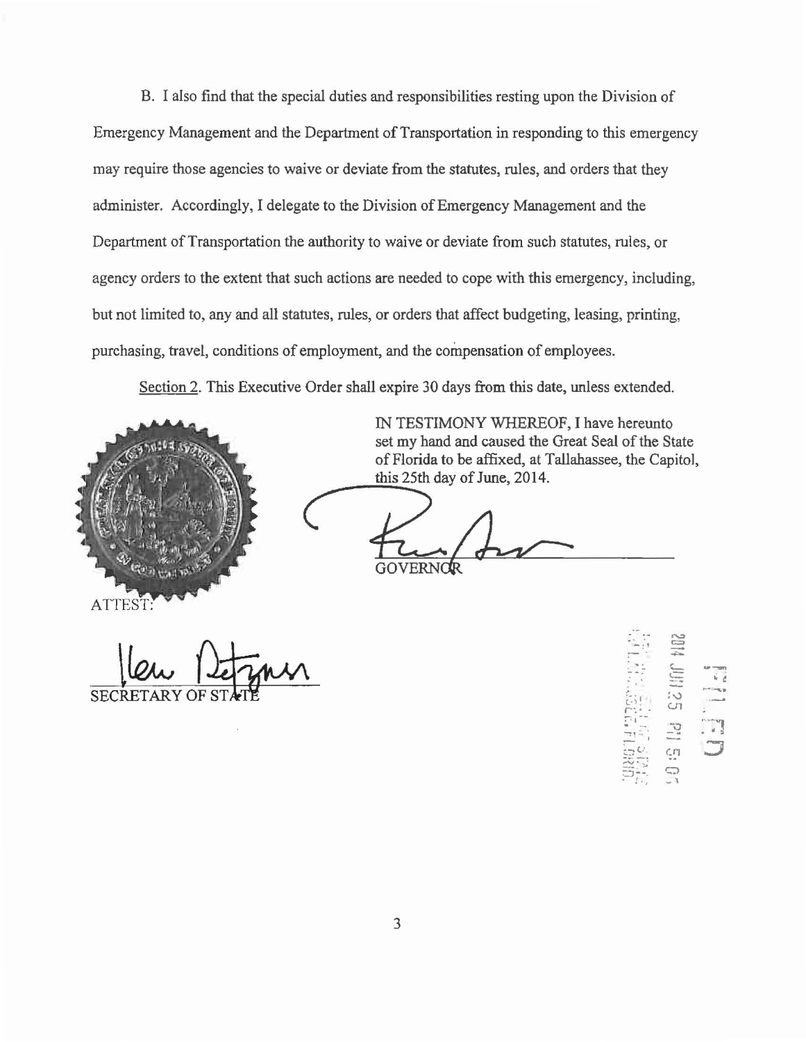B. I also find that the special duties and responsibilities resting upon the Division of Emergency Management and the Department of Transportation in responding to this emergency may require those agencies to waive or deviate from the statutes, rules, and orders that they administer. Accordingly, I delegate to the Division of Emergency Management and the Department of Transportation the authority to waive or deviate from such statutes, rules, or agency orders to the extent that such actions are needed to cope with this emergency, including, but not limited to, any and all statutes, rules, or orders that affect budgeting, leasing, printing, purchasing, travel, conditions of employment, and the compensation of employees.

Section 2. This Executive Order shall expire 30 days from this date, unless extended.

IN TESTIMONY WHEREOF, I have hereunto set my hand and caused the Great Seal of the State of Florida to be affixed, at Tallahassee, the Capitol, this 25th day of June, 2014.

GOVERNOR

ATTEST:

SECRETARY OF STATE

FILED

2014 JUN 25 PM 5:05